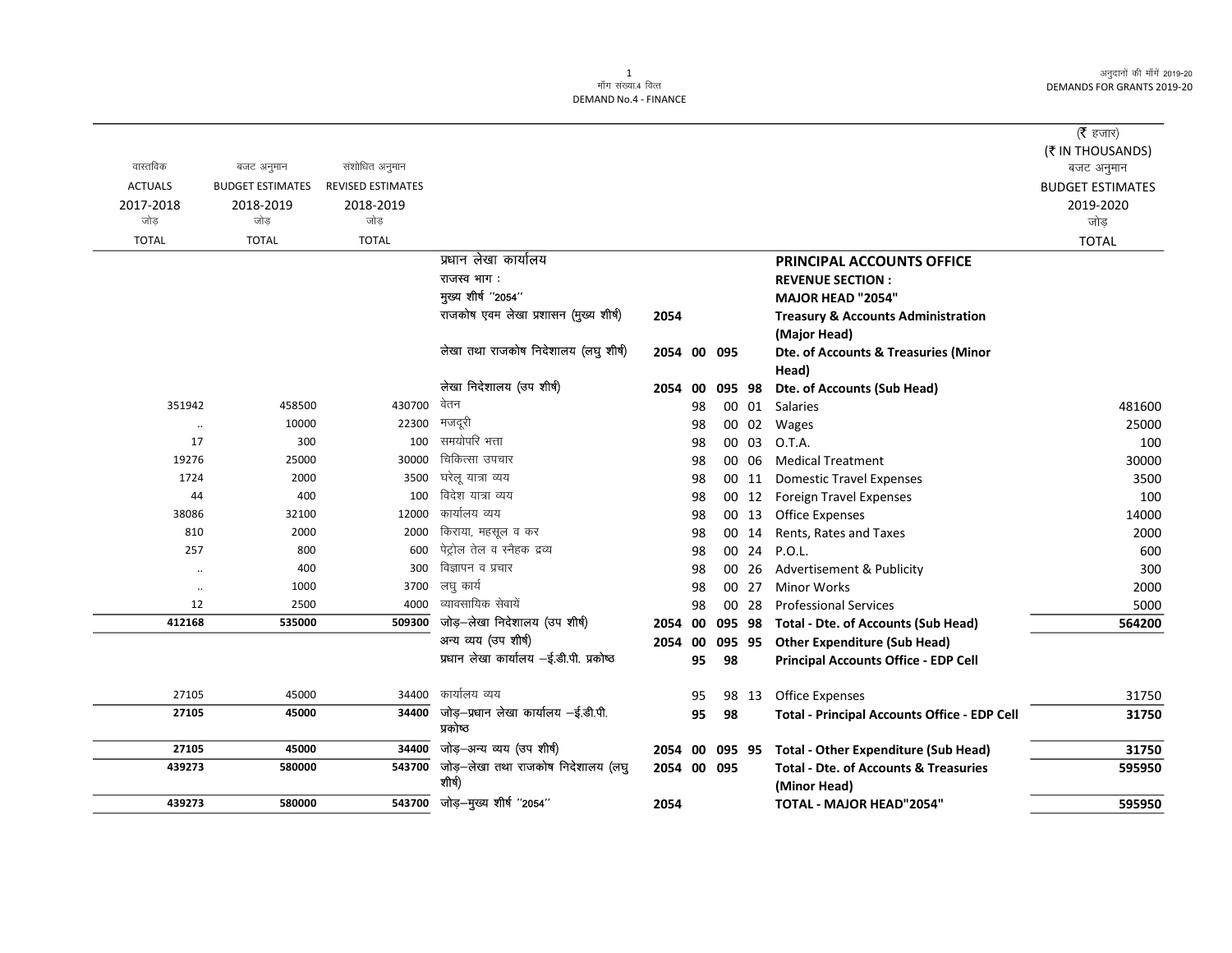माँग संख्या.4 वित्त
DEMAND No.4 - FINANCE

अनुदानों की माँगें 2019-20
DEMANDS FOR GRANTS 2019-20

(₹ हजार)
(₹ IN THOUSANDS)

| वास्तविक ACTUALS 2017-2018 जोड़ TOTAL | बजट अनुमान BUDGET ESTIMATES 2018-2019 जोड़ TOTAL | संशोधित अनुमान REVISED ESTIMATES 2018-2019 जोड़ TOTAL | | | | | | | बजट अनुमान BUDGET ESTIMATES 2019-2020 जोड़ TOTAL |
|---|---|---|---|---|---|---|---|---|---|
| | | | प्रधान लेखा कार्यालय | | | | | **PRINCIPAL ACCOUNTS OFFICE** | |
| | | | राजस्व भाग : | | | | | **REVENUE SECTION :** | |
| | | | मुख्य शीर्ष ''2054'' | | | | | **MAJOR HEAD "2054"** | |
| | | | राजकोष एवम लेखा प्रशासन (मुख्य शीर्ष) | **2054** | | | | **Treasury & Accounts Administration (Major Head)** | |
| | | | लेखा तथा राजकोष निदेशालय (लघु शीर्ष) | **2054** | **00** | **095** | | **Dte. of Accounts & Treasuries (Minor Head)** | |
| | | | लेखा निदेशालय (उप शीर्ष) | **2054** | **00** | **095** | **98** | **Dte. of Accounts (Sub Head)** | |
| 351942 | 458500 | 430700 | वेतन | | 98 | 00 | 01 | Salaries | 481600 |
| .. | 10000 | 22300 | मजदूरी | | 98 | 00 | 02 | Wages | 25000 |
| 17 | 300 | 100 | समयोपरि भत्ता | | 98 | 00 | 03 | O.T.A. | 100 |
| 19276 | 25000 | 30000 | चिकित्सा उपचार | | 98 | 00 | 06 | Medical Treatment | 30000 |
| 1724 | 2000 | 3500 | घरेलू यात्रा व्यय | | 98 | 00 | 11 | Domestic Travel Expenses | 3500 |
| 44 | 400 | 100 | विदेश यात्रा व्यय | | 98 | 00 | 12 | Foreign Travel Expenses | 100 |
| 38086 | 32100 | 12000 | कार्यालय व्यय | | 98 | 00 | 13 | Office Expenses | 14000 |
| 810 | 2000 | 2000 | किराया, महसूल व कर | | 98 | 00 | 14 | Rents, Rates and Taxes | 2000 |
| 257 | 800 | 600 | पेट्रोल तेल व स्नैहक द्रव्य | | 98 | 00 | 24 | P.O.L. | 600 |
| .. | 400 | 300 | विज्ञापन व प्रचार | | 98 | 00 | 26 | Advertisement & Publicity | 300 |
| .. | 1000 | 3700 | लघु कार्य | | 98 | 00 | 27 | Minor Works | 2000 |
| 12 | 2500 | 4000 | व्यावसायिक सेवायें | | 98 | 00 | 28 | Professional Services | 5000 |
| **412168** | **535000** | **509300** | जोड़–लेखा निदेशालय (उप शीर्ष) | **2054** | **00** | **095** | **98** | **Total - Dte. of Accounts (Sub Head)** | **564200** |
| | | | अन्य व्यय (उप शीर्ष) | **2054** | **00** | **095** | **95** | **Other Expenditure (Sub Head)** | |
| | | | प्रधान लेखा कार्यालय –ई.डी.पी. प्रकोष्ठ | | **95** | **98** | | **Principal Accounts Office - EDP Cell** | |
| 27105 | 45000 | 34400 | कार्यालय व्यय | | 95 | 98 | 13 | Office Expenses | 31750 |
| **27105** | **45000** | **34400** | जोड़–प्रधान लेखा कार्यालय –ई.डी.पी. प्रकोष्ठ | | **95** | **98** | | **Total - Principal Accounts Office - EDP Cell** | **31750** |
| **27105** | **45000** | **34400** | जोड़–अन्य व्यय (उप शीर्ष) | **2054** | **00** | **095** | **95** | **Total - Other Expenditure (Sub Head)** | **31750** |
| **439273** | **580000** | **543700** | जोड़–लेखा तथा राजकोष निदेशालय (लघु शीर्ष) | **2054** | **00** | **095** | | **Total - Dte. of Accounts & Treasuries (Minor Head)** | **595950** |
| **439273** | **580000** | **543700** | जोड़–मुख्य शीर्ष ''2054'' | **2054** | | | | **TOTAL - MAJOR HEAD"2054"** | **595950** |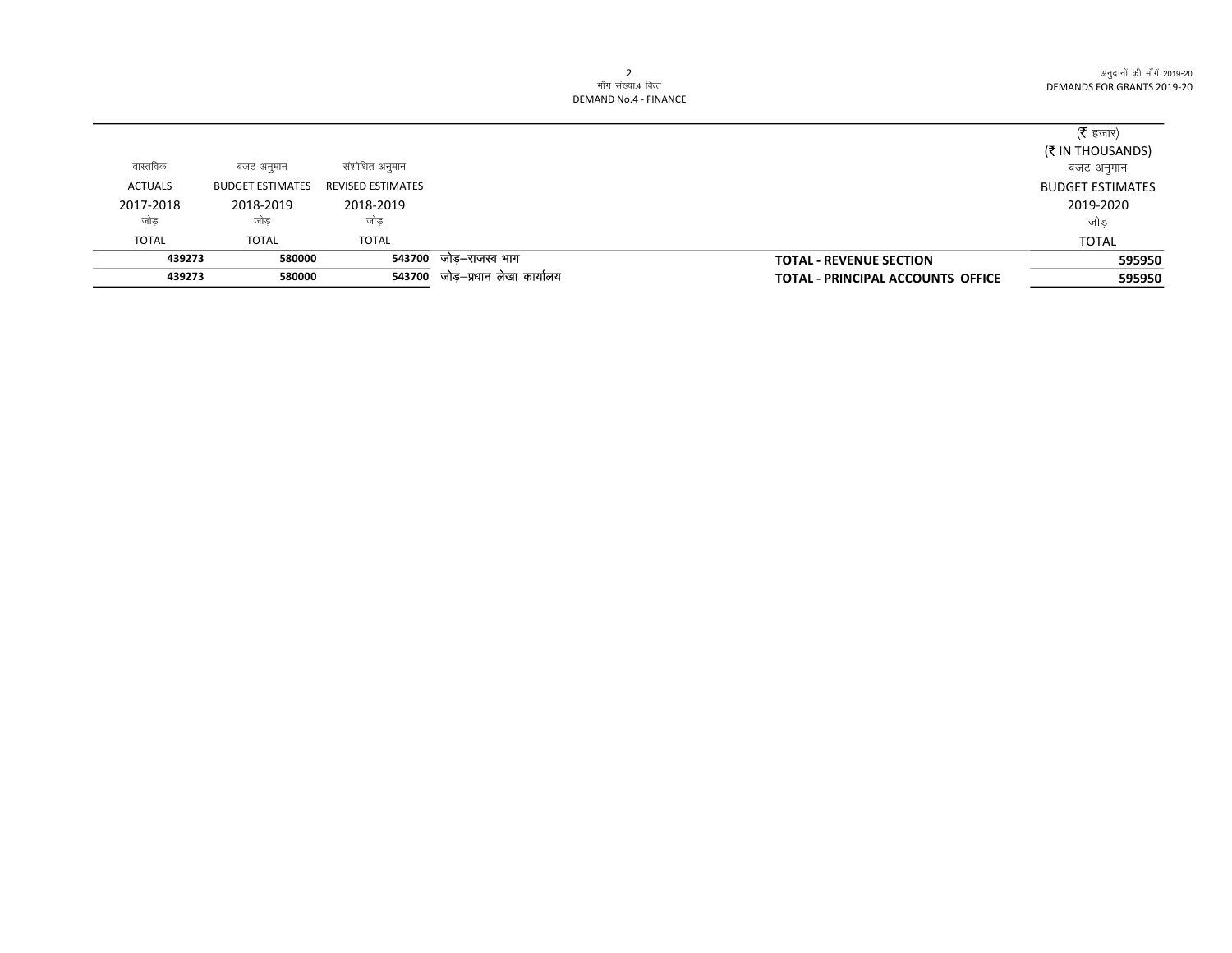मॉंग संख्या.4 वित्त
DEMAND No.4 - FINANCE

| वास्तविक ACTUALS 2017-2018 जोड़ TOTAL | बजट अनुमान BUDGET ESTIMATES 2018-2019 जोड़ TOTAL | संशोधित अनुमान REVISED ESTIMATES 2018-2019 जोड़ TOTAL | | | (₹ हजार) (₹ IN THOUSANDS) बजट अनुमान BUDGET ESTIMATES 2019-2020 जोड़ TOTAL |
|---|---|---|---|---|---|
| **439273** | **580000** | **543700** | जोड़–राजस्व भाग | **TOTAL - REVENUE SECTION** | **595950** |
| **439273** | **580000** | **543700** | जोड़–प्रधान लेखा कार्यालय | **TOTAL - PRINCIPAL ACCOUNTS OFFICE** | **595950** |